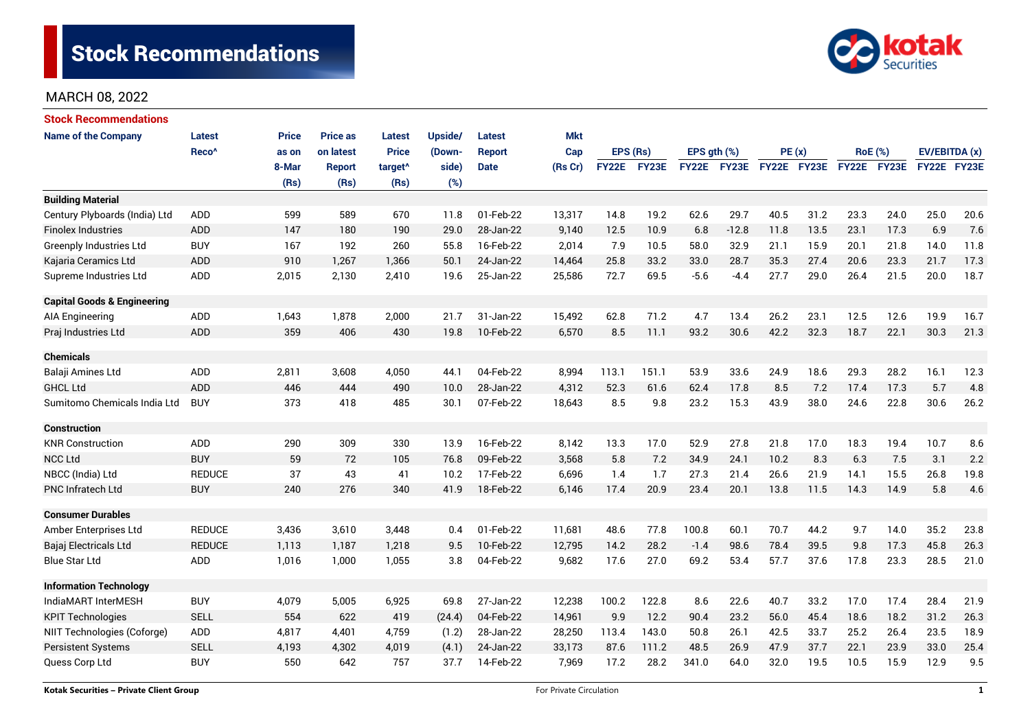# Stock Recommendations

MARCH 08, 2022

## Stock Recommendations

| Name of the Company | Latest Reco^ | Price as on 8-Mar (Rs) | Price as on latest Report (Rs) | Latest Price target^ (Rs) | Upside/ (Down-side) (%) | Latest Report Date | Mkt Cap (Rs Cr) | EPS (Rs) | | EPS gth (%) | | PE (x) | | RoE (%) | | EV/EBITDA (x) | |
|---|---|---|---|---|---|---|---|---|---|---|---|---|---|---|---|---|---|
| | | | | | | | | FY22E | FY23E | FY22E | FY23E | FY22E | FY23E | FY22E | FY23E | FY22E | FY23E |
| **Building Material** | | | | | | | | | | | | | | | | | |
| Century Plyboards (India) Ltd | ADD | 599 | 589 | 670 | 11.8 | 01-Feb-22 | 13,317 | 14.8 | 19.2 | 62.6 | 29.7 | 40.5 | 31.2 | 23.3 | 24.0 | 25.0 | 20.6 |
| Finolex Industries | ADD | 147 | 180 | 190 | 29.0 | 28-Jan-22 | 9,140 | 12.5 | 10.9 | 6.8 | -12.8 | 11.8 | 13.5 | 23.1 | 17.3 | 6.9 | 7.6 |
| Greenply Industries Ltd | BUY | 167 | 192 | 260 | 55.8 | 16-Feb-22 | 2,014 | 7.9 | 10.5 | 58.0 | 32.9 | 21.1 | 15.9 | 20.1 | 21.8 | 14.0 | 11.8 |
| Kajaria Ceramics Ltd | ADD | 910 | 1,267 | 1,366 | 50.1 | 24-Jan-22 | 14,464 | 25.8 | 33.2 | 33.0 | 28.7 | 35.3 | 27.4 | 20.6 | 23.3 | 21.7 | 17.3 |
| Supreme Industries Ltd | ADD | 2,015 | 2,130 | 2,410 | 19.6 | 25-Jan-22 | 25,586 | 72.7 | 69.5 | -5.6 | -4.4 | 27.7 | 29.0 | 26.4 | 21.5 | 20.0 | 18.7 |
| **Capital Goods & Engineering** | | | | | | | | | | | | | | | | | |
| AIA Engineering | ADD | 1,643 | 1,878 | 2,000 | 21.7 | 31-Jan-22 | 15,492 | 62.8 | 71.2 | 4.7 | 13.4 | 26.2 | 23.1 | 12.5 | 12.6 | 19.9 | 16.7 |
| Praj Industries Ltd | ADD | 359 | 406 | 430 | 19.8 | 10-Feb-22 | 6,570 | 8.5 | 11.1 | 93.2 | 30.6 | 42.2 | 32.3 | 18.7 | 22.1 | 30.3 | 21.3 |
| **Chemicals** | | | | | | | | | | | | | | | | | |
| Balaji Amines Ltd | ADD | 2,811 | 3,608 | 4,050 | 44.1 | 04-Feb-22 | 8,994 | 113.1 | 151.1 | 53.9 | 33.6 | 24.9 | 18.6 | 29.3 | 28.2 | 16.1 | 12.3 |
| GHCL Ltd | ADD | 446 | 444 | 490 | 10.0 | 28-Jan-22 | 4,312 | 52.3 | 61.6 | 62.4 | 17.8 | 8.5 | 7.2 | 17.4 | 17.3 | 5.7 | 4.8 |
| Sumitomo Chemicals India Ltd | BUY | 373 | 418 | 485 | 30.1 | 07-Feb-22 | 18,643 | 8.5 | 9.8 | 23.2 | 15.3 | 43.9 | 38.0 | 24.6 | 22.8 | 30.6 | 26.2 |
| **Construction** | | | | | | | | | | | | | | | | | |
| KNR Construction | ADD | 290 | 309 | 330 | 13.9 | 16-Feb-22 | 8,142 | 13.3 | 17.0 | 52.9 | 27.8 | 21.8 | 17.0 | 18.3 | 19.4 | 10.7 | 8.6 |
| NCC Ltd | BUY | 59 | 72 | 105 | 76.8 | 09-Feb-22 | 3,568 | 5.8 | 7.2 | 34.9 | 24.1 | 10.2 | 8.3 | 6.3 | 7.5 | 3.1 | 2.2 |
| NBCC (India) Ltd | REDUCE | 37 | 43 | 41 | 10.2 | 17-Feb-22 | 6,696 | 1.4 | 1.7 | 27.3 | 21.4 | 26.6 | 21.9 | 14.1 | 15.5 | 26.8 | 19.8 |
| PNC Infratech Ltd | BUY | 240 | 276 | 340 | 41.9 | 18-Feb-22 | 6,146 | 17.4 | 20.9 | 23.4 | 20.1 | 13.8 | 11.5 | 14.3 | 14.9 | 5.8 | 4.6 |
| **Consumer Durables** | | | | | | | | | | | | | | | | | |
| Amber Enterprises Ltd | REDUCE | 3,436 | 3,610 | 3,448 | 0.4 | 01-Feb-22 | 11,681 | 48.6 | 77.8 | 100.8 | 60.1 | 70.7 | 44.2 | 9.7 | 14.0 | 35.2 | 23.8 |
| Bajaj Electricals Ltd | REDUCE | 1,113 | 1,187 | 1,218 | 9.5 | 10-Feb-22 | 12,795 | 14.2 | 28.2 | -1.4 | 98.6 | 78.4 | 39.5 | 9.8 | 17.3 | 45.8 | 26.3 |
| Blue Star Ltd | ADD | 1,016 | 1,000 | 1,055 | 3.8 | 04-Feb-22 | 9,682 | 17.6 | 27.0 | 69.2 | 53.4 | 57.7 | 37.6 | 17.8 | 23.3 | 28.5 | 21.0 |
| **Information Technology** | | | | | | | | | | | | | | | | | |
| IndiaMART InterMESH | BUY | 4,079 | 5,005 | 6,925 | 69.8 | 27-Jan-22 | 12,238 | 100.2 | 122.8 | 8.6 | 22.6 | 40.7 | 33.2 | 17.0 | 17.4 | 28.4 | 21.9 |
| KPIT Technologies | SELL | 554 | 622 | 419 | (24.4) | 04-Feb-22 | 14,961 | 9.9 | 12.2 | 90.4 | 23.2 | 56.0 | 45.4 | 18.6 | 18.2 | 31.2 | 26.3 |
| NIIT Technologies (Coforge) | ADD | 4,817 | 4,401 | 4,759 | (1.2) | 28-Jan-22 | 28,250 | 113.4 | 143.0 | 50.8 | 26.1 | 42.5 | 33.7 | 25.2 | 26.4 | 23.5 | 18.9 |
| Persistent Systems | SELL | 4,193 | 4,302 | 4,019 | (4.1) | 24-Jan-22 | 33,173 | 87.6 | 111.2 | 48.5 | 26.9 | 47.9 | 37.7 | 22.1 | 23.9 | 33.0 | 25.4 |
| Quess Corp Ltd | BUY | 550 | 642 | 757 | 37.7 | 14-Feb-22 | 7,969 | 17.2 | 28.2 | 341.0 | 64.0 | 32.0 | 19.5 | 10.5 | 15.9 | 12.9 | 9.5 |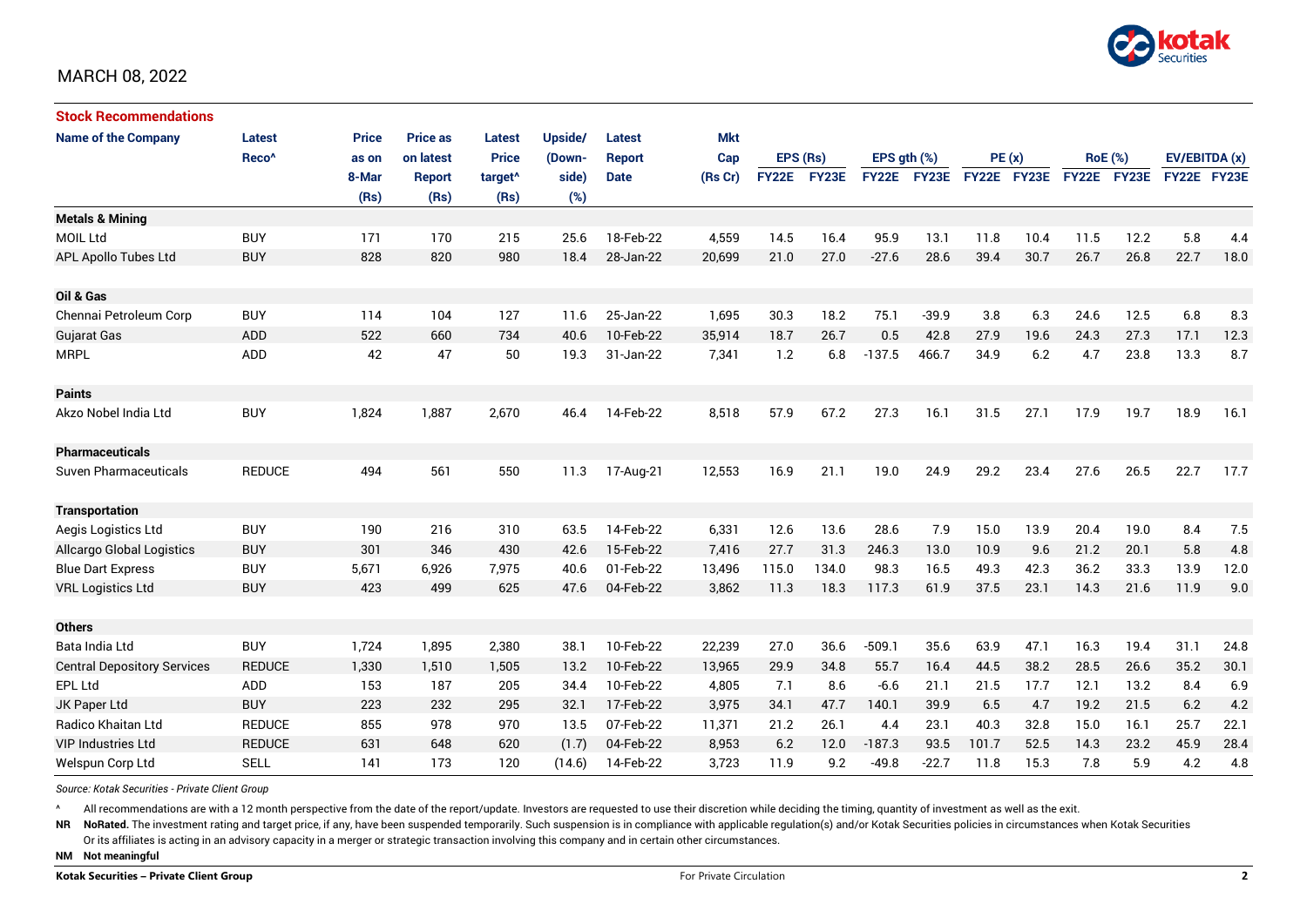MARCH 08, 2022

## Stock Recommendations

| Name of the Company | Latest Reco^ | Price as on 8-Mar (Rs) | Price as on latest Report (Rs) | Latest Price target^ (Rs) | Upside/ (Down-side) (%) | Latest Report Date | Mkt Cap (Rs Cr) | EPS (Rs) FY22E | EPS (Rs) FY23E | EPS gth (%) FY22E | EPS gth (%) FY23E | PE (x) FY22E | PE (x) FY23E | RoE (%) FY22E | RoE (%) FY23E | EV/EBITDA (x) FY22E | EV/EBITDA (x) FY23E |
|---|---|---|---|---|---|---|---|---|---|---|---|---|---|---|---|---|---|
| **Metals & Mining** | | | | | | | | | | | | | | | | | |
| MOIL Ltd | BUY | 171 | 170 | 215 | 25.6 | 18-Feb-22 | 4,559 | 14.5 | 16.4 | 95.9 | 13.1 | 11.8 | 10.4 | 11.5 | 12.2 | 5.8 | 4.4 |
| APL Apollo Tubes Ltd | BUY | 828 | 820 | 980 | 18.4 | 28-Jan-22 | 20,699 | 21.0 | 27.0 | -27.6 | 28.6 | 39.4 | 30.7 | 26.7 | 26.8 | 22.7 | 18.0 |
| **Oil & Gas** | | | | | | | | | | | | | | | | | |
| Chennai Petroleum Corp | BUY | 114 | 104 | 127 | 11.6 | 25-Jan-22 | 1,695 | 30.3 | 18.2 | 75.1 | -39.9 | 3.8 | 6.3 | 24.6 | 12.5 | 6.8 | 8.3 |
| Gujarat Gas | ADD | 522 | 660 | 734 | 40.6 | 10-Feb-22 | 35,914 | 18.7 | 26.7 | 0.5 | 42.8 | 27.9 | 19.6 | 24.3 | 27.3 | 17.1 | 12.3 |
| MRPL | ADD | 42 | 47 | 50 | 19.3 | 31-Jan-22 | 7,341 | 1.2 | 6.8 | -137.5 | 466.7 | 34.9 | 6.2 | 4.7 | 23.8 | 13.3 | 8.7 |
| **Paints** | | | | | | | | | | | | | | | | | |
| Akzo Nobel India Ltd | BUY | 1,824 | 1,887 | 2,670 | 46.4 | 14-Feb-22 | 8,518 | 57.9 | 67.2 | 27.3 | 16.1 | 31.5 | 27.1 | 17.9 | 19.7 | 18.9 | 16.1 |
| **Pharmaceuticals** | | | | | | | | | | | | | | | | | |
| Suven Pharmaceuticals | REDUCE | 494 | 561 | 550 | 11.3 | 17-Aug-21 | 12,553 | 16.9 | 21.1 | 19.0 | 24.9 | 29.2 | 23.4 | 27.6 | 26.5 | 22.7 | 17.7 |
| **Transportation** | | | | | | | | | | | | | | | | | |
| Aegis Logistics Ltd | BUY | 190 | 216 | 310 | 63.5 | 14-Feb-22 | 6,331 | 12.6 | 13.6 | 28.6 | 7.9 | 15.0 | 13.9 | 20.4 | 19.0 | 8.4 | 7.5 |
| Allcargo Global Logistics | BUY | 301 | 346 | 430 | 42.6 | 15-Feb-22 | 7,416 | 27.7 | 31.3 | 246.3 | 13.0 | 10.9 | 9.6 | 21.2 | 20.1 | 5.8 | 4.8 |
| Blue Dart Express | BUY | 5,671 | 6,926 | 7,975 | 40.6 | 01-Feb-22 | 13,496 | 115.0 | 134.0 | 98.3 | 16.5 | 49.3 | 42.3 | 36.2 | 33.3 | 13.9 | 12.0 |
| VRL Logistics Ltd | BUY | 423 | 499 | 625 | 47.6 | 04-Feb-22 | 3,862 | 11.3 | 18.3 | 117.3 | 61.9 | 37.5 | 23.1 | 14.3 | 21.6 | 11.9 | 9.0 |
| **Others** | | | | | | | | | | | | | | | | | |
| Bata India Ltd | BUY | 1,724 | 1,895 | 2,380 | 38.1 | 10-Feb-22 | 22,239 | 27.0 | 36.6 | -509.1 | 35.6 | 63.9 | 47.1 | 16.3 | 19.4 | 31.1 | 24.8 |
| Central Depository Services | REDUCE | 1,330 | 1,510 | 1,505 | 13.2 | 10-Feb-22 | 13,965 | 29.9 | 34.8 | 55.7 | 16.4 | 44.5 | 38.2 | 28.5 | 26.6 | 35.2 | 30.1 |
| EPL Ltd | ADD | 153 | 187 | 205 | 34.4 | 10-Feb-22 | 4,805 | 7.1 | 8.6 | -6.6 | 21.1 | 21.5 | 17.7 | 12.1 | 13.2 | 8.4 | 6.9 |
| JK Paper Ltd | BUY | 223 | 232 | 295 | 32.1 | 17-Feb-22 | 3,975 | 34.1 | 47.7 | 140.1 | 39.9 | 6.5 | 4.7 | 19.2 | 21.5 | 6.2 | 4.2 |
| Radico Khaitan Ltd | REDUCE | 855 | 978 | 970 | 13.5 | 07-Feb-22 | 11,371 | 21.2 | 26.1 | 4.4 | 23.1 | 40.3 | 32.8 | 15.0 | 16.1 | 25.7 | 22.1 |
| VIP Industries Ltd | REDUCE | 631 | 648 | 620 | (1.7) | 04-Feb-22 | 8,953 | 6.2 | 12.0 | -187.3 | 93.5 | 101.7 | 52.5 | 14.3 | 23.2 | 45.9 | 28.4 |
| Welspun Corp Ltd | SELL | 141 | 173 | 120 | (14.6) | 14-Feb-22 | 3,723 | 11.9 | 9.2 | -49.8 | -22.7 | 11.8 | 15.3 | 7.8 | 5.9 | 4.2 | 4.8 |

*Source: Kotak Securities - Private Client Group*

^ All recommendations are with a 12 month perspective from the date of the report/update. Investors are requested to use their discretion while deciding the timing, quantity of investment as well as the exit.

**NR** **NoRated.** The investment rating and target price, if any, have been suspended temporarily. Such suspension is in compliance with applicable regulation(s) and/or Kotak Securities policies in circumstances when Kotak Securities Or its affiliates is acting in an advisory capacity in a merger or strategic transaction involving this company and in certain other circumstances.

**NM** **Not meaningful**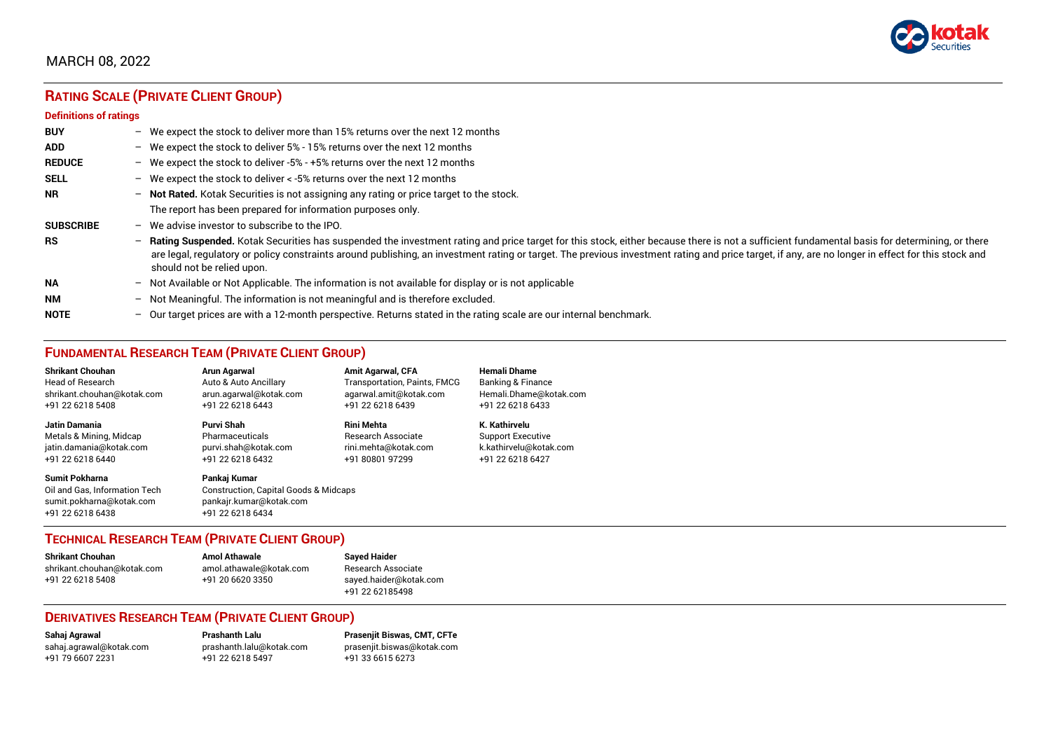MARCH 08, 2022

## RATING SCALE (PRIVATE CLIENT GROUP)

### Definitions of ratings

| | | |
|---|---|---|
| **BUY** | – | We expect the stock to deliver more than 15% returns over the next 12 months |
| **ADD** | – | We expect the stock to deliver 5% - 15% returns over the next 12 months |
| **REDUCE** | – | We expect the stock to deliver -5% - +5% returns over the next 12 months |
| **SELL** | – | We expect the stock to deliver < -5% returns over the next 12 months |
| **NR** | – | **Not Rated.** Kotak Securities is not assigning any rating or price target to the stock. The report has been prepared for information purposes only. |
| **SUBSCRIBE** | – | We advise investor to subscribe to the IPO. |
| **RS** | – | **Rating Suspended.** Kotak Securities has suspended the investment rating and price target for this stock, either because there is not a sufficient fundamental basis for determining, or there are legal, regulatory or policy constraints around publishing, an investment rating or target. The previous investment rating and price target, if any, are no longer in effect for this stock and should not be relied upon. |
| **NA** | – | Not Available or Not Applicable. The information is not available for display or is not applicable |
| **NM** | – | Not Meaningful. The information is not meaningful and is therefore excluded. |
| **NOTE** | – | Our target prices are with a 12-month perspective. Returns stated in the rating scale are our internal benchmark. |

## FUNDAMENTAL RESEARCH TEAM (PRIVATE CLIENT GROUP)

**Shrikant Chouhan**
Head of Research
shrikant.chouhan@kotak.com
+91 22 6218 5408

**Arun Agarwal**
Auto & Auto Ancillary
arun.agarwal@kotak.com
+91 22 6218 6443

**Amit Agarwal, CFA**
Transportation, Paints, FMCG
agarwal.amit@kotak.com
+91 22 6218 6439

**Hemali Dhame**
Banking & Finance
Hemali.Dhame@kotak.com
+91 22 6218 6433

**Jatin Damania**
Metals & Mining, Midcap
jatin.damania@kotak.com
+91 22 6218 6440

**Purvi Shah**
Pharmaceuticals
purvi.shah@kotak.com
+91 22 6218 6432

**Rini Mehta**
Research Associate
rini.mehta@kotak.com
+91 80801 97299

**K. Kathirvelu**
Support Executive
k.kathirvelu@kotak.com
+91 22 6218 6427

**Sumit Pokharna**
Oil and Gas, Information Tech
sumit.pokharna@kotak.com
+91 22 6218 6438

**Pankaj Kumar**
Construction, Capital Goods & Midcaps
pankajr.kumar@kotak.com
+91 22 6218 6434

## TECHNICAL RESEARCH TEAM (PRIVATE CLIENT GROUP)

**Shrikant Chouhan**
shrikant.chouhan@kotak.com
+91 22 6218 5408

**Amol Athawale**
amol.athawale@kotak.com
+91 20 6620 3350

**Sayed Haider**
Research Associate
sayed.haider@kotak.com
+91 22 62185498

## DERIVATIVES RESEARCH TEAM (PRIVATE CLIENT GROUP)

**Sahaj Agrawal**
sahaj.agrawal@kotak.com
+91 79 6607 2231

**Prashanth Lalu**
prashanth.lalu@kotak.com
+91 22 6218 5497

**Prasenjit Biswas, CMT, CFTe**
prasenjit.biswas@kotak.com
+91 33 6615 6273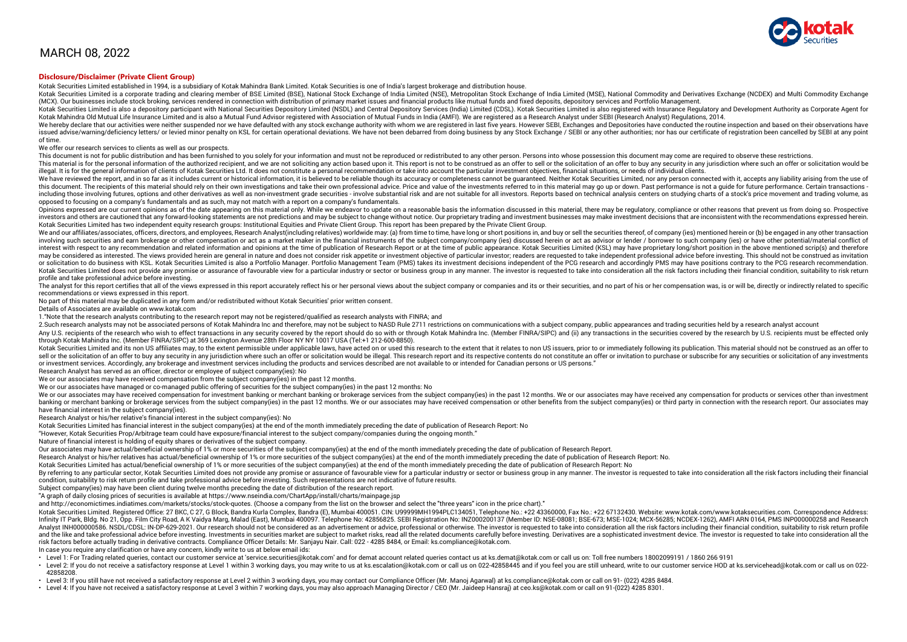MARCH 08, 2022

### Disclosure/Disclaimer (Private Client Group)

Kotak Securities Limited established in 1994, is a subsidiary of Kotak Mahindra Bank Limited. Kotak Securities is one of India's largest brokerage and distribution house.

Kotak Securities Limited is a corporate trading and clearing member of BSE Limited (BSE), National Stock Exchange of India Limited (NSE), Metropolitan Stock Exchange of India Limited (MSE), National Commodity and Derivatives Exchange (NCDEX) and Multi Commodity Exchange (MCX). Our businesses include stock broking, services rendered in connection with distribution of primary market issues and financial products like mutual funds and fixed deposits, depository services and Portfolio Management.

Kotak Securities Limited is also a depository participant with National Securities Depository Limited (NSDL) and Central Depository Services (India) Limited (CDSL). Kotak Securities Limited is also registered with Insurance Regulatory and Development Authority as Corporate Agent for Kotak Mahindra Old Mutual Life Insurance Limited and is also a Mutual Fund Advisor registered with Association of Mutual Funds in India (AMFI). We are registered as a Research Analyst under SEBI (Research Analyst) Regulations, 2014.

We hereby declare that our activities were neither suspended nor we have defaulted with any stock exchange authority with whom we are registered in last five years. However SEBI, Exchanges and Depositories have conducted the routine inspection and based on their observations have issued advise/warning/deficiency letters/ or levied minor penalty on KSL for certain operational deviations. We have not been debarred from doing business by any Stock Exchange / SEBI or any other authorities; nor has our certificate of registration been cancelled by SEBI at any point of time.

We offer our research services to clients as well as our prospects.

This document is not for public distribution and has been furnished to you solely for your information and must not be reproduced or redistributed to any other person. Persons into whose possession this document may come are required to observe these restrictions.

This material is for the personal information of the authorized recipient, and we are not soliciting any action based upon it. This report is not to be construed as an offer to sell or the solicitation of an offer to buy any security in any jurisdiction where such an offer or solicitation would be illegal. It is for the general information of clients of Kotak Securities Ltd. It does not constitute a personal recommendation or take into account the particular investment objectives, financial situations, or needs of individual clients.

We have reviewed the report, and in so far as it includes current or historical information, it is believed to be reliable though its accuracy or completeness cannot be guaranteed. Neither Kotak Securities Limited, nor any person connected with it, accepts any liability arising from the use of this document. The recipients of this material should rely on their own investigations and take their own professional advice. Price and value of the investments referred to in this material may go up or down. Past performance is not a guide for future performance. Certain transactions - including those involving futures, options and other derivatives as well as non-investment grade securities - involve substantial risk and are not suitable for all investors. Reports based on technical analysis centers on studying charts of a stock's price movement and trading volume, as opposed to focusing on a company's fundamentals and as such, may not match with a report on a company's fundamentals.

Opinions expressed are our current opinions as of the date appearing on this material only. While we endeavor to update on a reasonable basis the information discussed in this material, there may be regulatory, compliance or other reasons that prevent us from doing so. Prospective investors and others are cautioned that any forward-looking statements are not predictions and may be subject to change without notice. Our proprietary trading and investment businesses may make investment decisions that are inconsistent with the recommendations expressed herein. Kotak Securities Limited has two independent equity research groups: Institutional Equities and Private Client Group. This report has been prepared by the Private Client Group.

We and our affiliates/associates, officers, directors, and employees, Research Analyst(including relatives) worldwide may: (a) from time to time, have long or short positions in, and buy or sell the securities thereof, of company (ies) mentioned herein or (b) be engaged in any other transaction involving such securities and earn brokerage or other compensation or act as a market maker in the financial instruments of the subject company/company (ies) discussed herein or act as advisor or lender / borrower to such company (ies) or have other potential/material conflict of interest with respect to any recommendation and related information and opinions at the time of publication of Research Report or at the time of public appearance. Kotak Securities Limited (KSL) may have proprietary long/short position in the above mentioned scrip(s) and therefore may be considered as interested. The views provided herein are general in nature and does not consider risk appetite or investment objective of particular investor; readers are requested to take independent professional advice before investing. This should not be construed as invitation or solicitation to do business with KSL. Kotak Securities Limited is also a Portfolio Manager. Portfolio Management Team (PMS) takes its investment decisions independent of the PCG research and accordingly PMS may have positions contrary to the PCG research recommendation. Kotak Securities Limited does not provide any promise or assurance of favourable view for a particular industry or sector or business group in any manner. The investor is requested to take into consideration all the risk factors including their financial condition, suitability to risk return profile and take professional advice before investing.

The analyst for this report certifies that all of the views expressed in this report accurately reflect his or her personal views about the subject company or companies and its or their securities, and no part of his or her compensation was, is or will be, directly or indirectly related to specific recommendations or views expressed in this report.

No part of this material may be duplicated in any form and/or redistributed without Kotak Securities' prior written consent.

Details of Associates are available on www.kotak.com

1."Note that the research analysts contributing to the research report may not be registered/qualified as research analysts with FINRA; and

2.Such research analysts may not be associated persons of Kotak Mahindra Inc and therefore, may not be subject to NASD Rule 2711 restrictions on communications with a subject company, public appearances and trading securities held by a research analyst account

Any U.S. recipients of the research who wish to effect transactions in any security covered by the report should do so with or through Kotak Mahindra Inc. (Member FINRA/SIPC) and (ii) any transactions in the securities covered by the research by U.S. recipients must be effected only through Kotak Mahindra Inc. (Member FINRA/SIPC) at 369 Lexington Avenue 28th Floor NY NY 10017 USA (Tel:+1 212-600-8850).

Kotak Securities Limited and its non US affiliates may, to the extent permissible under applicable laws, have acted on or used this research to the extent that it relates to non US issuers, prior to or immediately following its publication. This material should not be construed as an offer to sell or the solicitation of an offer to buy any security in any jurisdiction where such an offer or solicitation would be illegal. This research report and its respective contents do not constitute an offer or invitation to purchase or subscribe for any securities or solicitation of any investments or investment services. Accordingly, any brokerage and investment services including the products and services described are not available to or intended for Canadian persons or US persons."

Research Analyst has served as an officer, director or employee of subject company(ies): No

We or our associates may have received compensation from the subject company(ies) in the past 12 months.

We or our associates have managed or co-managed public offering of securities for the subject company(ies) in the past 12 months: No

We or our associates may have received compensation for investment banking or merchant banking or brokerage services from the subject company(ies) in the past 12 months. We or our associates may have received any compensation for products or services other than investment banking or merchant banking or brokerage services from the subject company(ies) in the past 12 months. We or our associates may have received compensation or other benefits from the subject company(ies) or third party in connection with the research report. Our associates may have financial interest in the subject company(ies).

Research Analyst or his/her relative's financial interest in the subject company(ies): No

Kotak Securities Limited has financial interest in the subject company(ies) at the end of the month immediately preceding the date of publication of Research Report: No

"However, Kotak Securities Prop/Arbitrage team could have exposure/financial interest to the subject company/companies during the ongoing month."

Nature of financial interest is holding of equity shares or derivatives of the subject company.

Our associates may have actual/beneficial ownership of 1% or more securities of the subject company(ies) at the end of the month immediately preceding the date of publication of Research Report.

Research Analyst or his/her relatives has actual/beneficial ownership of 1% or more securities of the subject company(ies) at the end of the month immediately preceding the date of publication of Research Report: No.

Kotak Securities Limited has actual/beneficial ownership of 1% or more securities of the subject company(ies) at the end of the month immediately preceding the date of publication of Research Report: No

By referring to any particular sector, Kotak Securities Limited does not provide any promise or assurance of favourable view for a particular industry or sector or business group in any manner. The investor is requested to take into consideration all the risk factors including their financial condition, suitability to risk return profile and take professional advice before investing. Such representations are not indicative of future results.

Subject company(ies) may have been client during twelve months preceding the date of distribution of the research report.

"A graph of daily closing prices of securities is available at https://www.nseindia.com/ChartApp/install/charts/mainpage.jsp

and http://economictimes.indiatimes.com/markets/stocks/stock-quotes. (Choose a company from the list on the browser and select the "three years" icon in the price chart)."

Kotak Securities Limited. Registered Office: 27 BKC, C 27, G Block, Bandra Kurla Complex, Bandra (E), Mumbai 400051. CIN: U99999MH1994PLC134051, Telephone No.: +22 43360000, Fax No.: +22 67132430. Website: www.kotak.com/www.kotaksecurities.com. Correspondence Address: Infinity IT Park, Bldg. No 21, Opp. Film City Road, A K Vaidya Marg, Malad (East), Mumbai 400097. Telephone No: 42856825. SEBI Registration No: INZ000200137 (Member ID: NSE-08081; BSE-673; MSE-1024; MCX-56285; NCDEX-1262), AMFI ARN 0164, PMS INP000000258 and Research Analyst INH000000586. NSDL/CDSL: IN-DP-629-2021. Our research should not be considered as an advertisement or advice, professional or otherwise. The investor is requested to take into consideration all the risk factors including their financial condition, suitability to risk return profile and the like and take professional advice before investing. Investments in securities market are subject to market risks, read all the related documents carefully before investing. Derivatives are a sophisticated investment device. The investor is requested to take into consideration all the risk factors before actually trading in derivative contracts. Compliance Officer Details: Mr. Sanjayu Nair. Call: 022 - 4285 8484, or Email: ks.compliance@kotak.com.

In case you require any clarification or have any concern, kindly write to us at below email ids:

- Level 1: For Trading related queries, contact our customer service at 'service.securities@kotak.com' and for demat account related queries contact us at ks.demat@kotak.com or call us on: Toll free numbers 18002099191 / 1860 266 9191
- Level 2: If you do not receive a satisfactory response at Level 1 within 3 working days, you may write to us at ks.escalation@kotak.com or call us on 022-42858445 and if you feel you are still unheard, write to our customer service HOD at ks.servicehead@kotak.com or call us on 022-42858208.
- Level 3: If you still have not received a satisfactory response at Level 2 within 3 working days, you may contact our Compliance Officer (Mr. Manoj Agarwal) at ks.compliance@kotak.com or call on 91- (022) 4285 8484.
- Level 4: If you have not received a satisfactory response at Level 3 within 7 working days, you may also approach Managing Director / CEO (Mr. Jaideep Hansraj) at ceo.ks@kotak.com or call on 91-(022) 4285 8301.